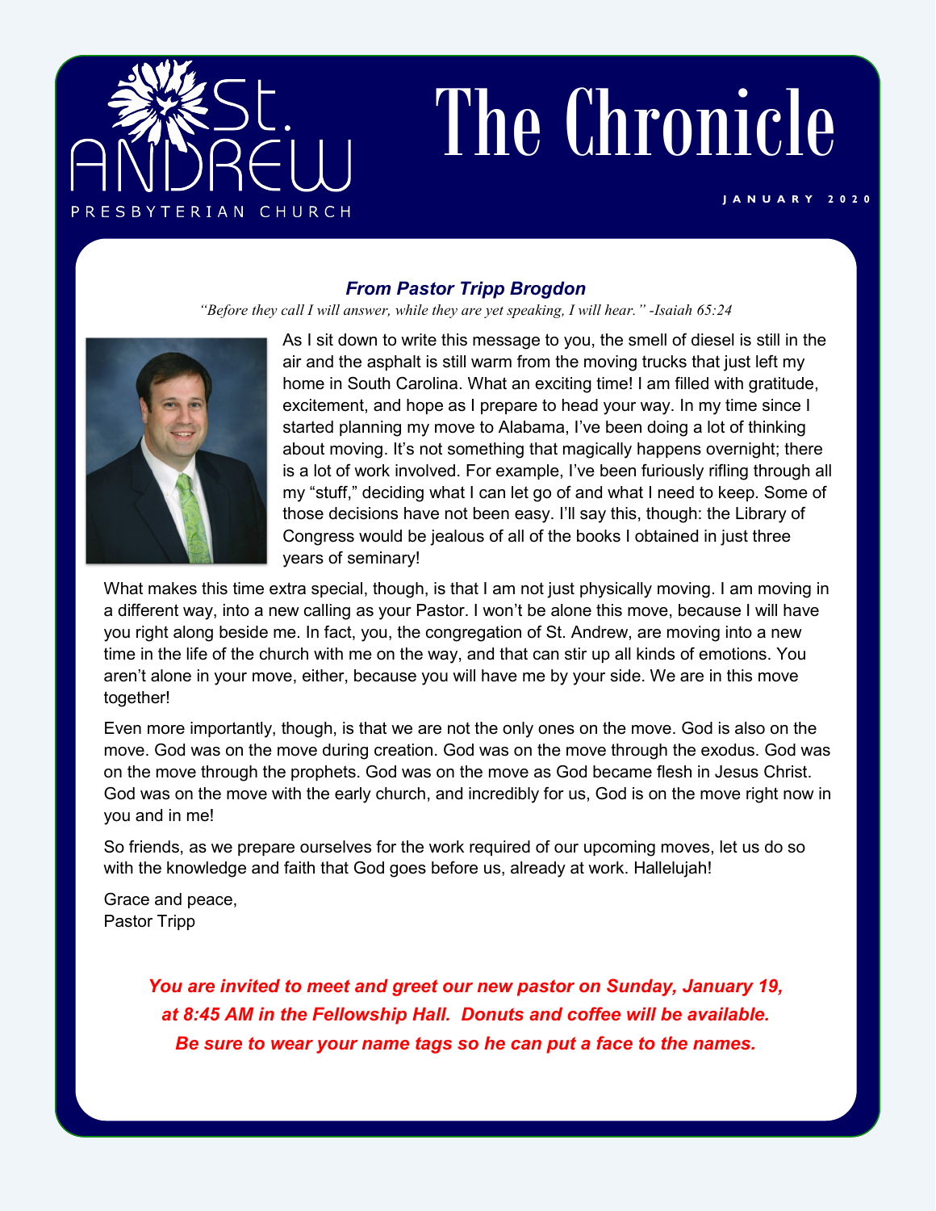# St. Andrew Presbyterian Church

# The Chronicle

**JANUARY 2020**

### *From Pastor Tripp Brogdon*

*"Before they call I will answer, while they are yet speaking, I will hear." -Isaiah 65:24*

As I sit down to write this message to you, the smell of diesel is still in the air and the asphalt is still warm from the moving trucks that just left my home in South Carolina. What an exciting time! I am filled with gratitude, excitement, and hope as I prepare to head your way. In my time since I started planning my move to Alabama, I've been doing a lot of thinking about moving. It's not something that magically happens overnight; there is a lot of work involved. For example, I've been furiously rifling through all my "stuff," deciding what I can let go of and what I need to keep. Some of those decisions have not been easy. I'll say this, though: the Library of Congress would be jealous of all of the books I obtained in just three years of seminary!

What makes this time extra special, though, is that I am not just physically moving. I am moving in a different way, into a new calling as your Pastor. I won't be alone this move, because I will have you right along beside me. In fact, you, the congregation of St. Andrew, are moving into a new time in the life of the church with me on the way, and that can stir up all kinds of emotions. You aren't alone in your move, either, because you will have me by your side. We are in this move together!

Even more importantly, though, is that we are not the only ones on the move. God is also on the move. God was on the move during creation. God was on the move through the exodus. God was on the move through the prophets. God was on the move as God became flesh in Jesus Christ. God was on the move with the early church, and incredibly for us, God is on the move right now in you and in me!

So friends, as we prepare ourselves for the work required of our upcoming moves, let us do so with the knowledge and faith that God goes before us, already at work. Hallelujah!

Grace and peace,
Pastor Tripp

***You are invited to meet and greet our new pastor on Sunday, January 19, at 8:45 AM in the Fellowship Hall. Donuts and coffee will be available. Be sure to wear your name tags so he can put a face to the names.***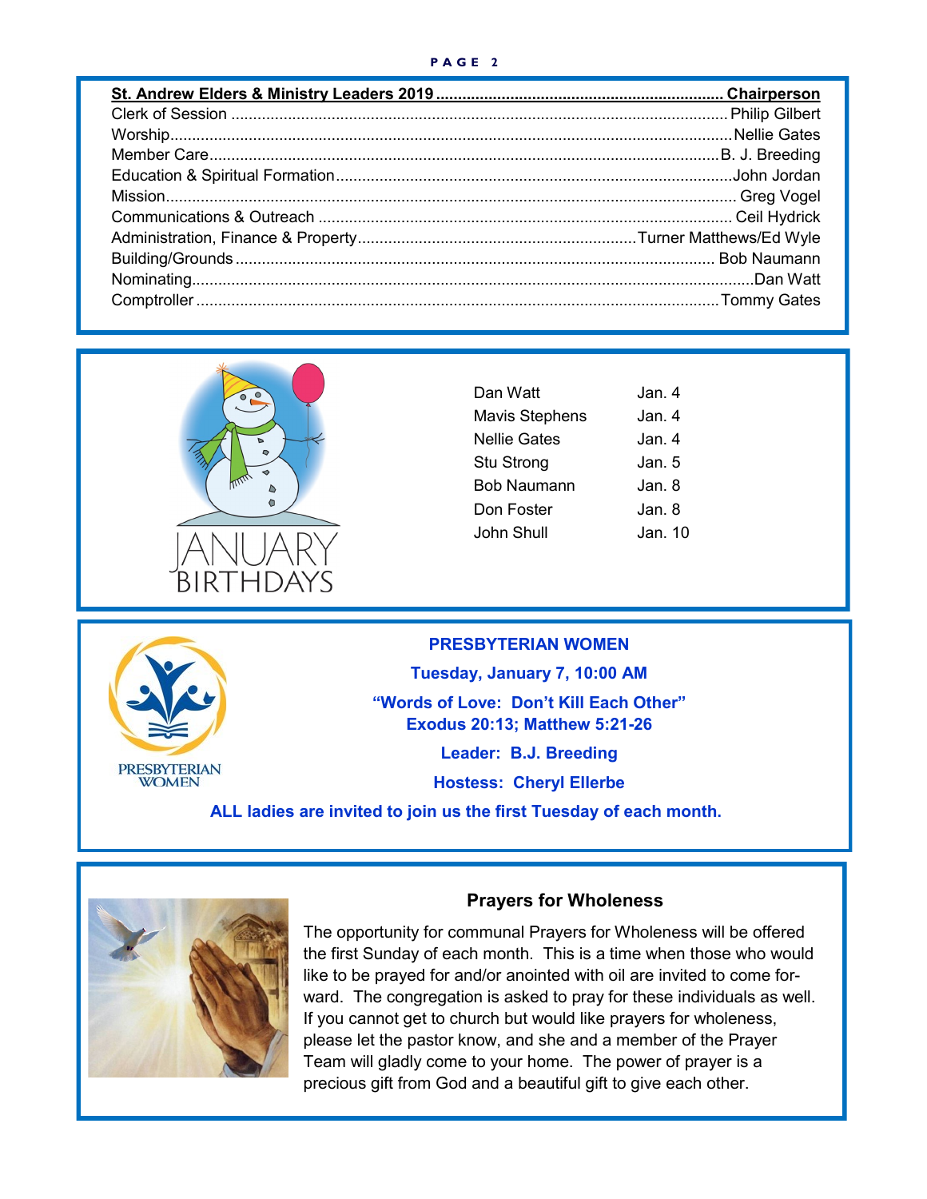| St. Andrew Elders & Ministry Leaders 2019 | Chairperson |
|---|---|
| Clerk of Session | Philip Gilbert |
| Worship | Nellie Gates |
| Member Care | B. J. Breeding |
| Education & Spiritual Formation | John Jordan |
| Mission | Greg Vogel |
| Communications & Outreach | Ceil Hydrick |
| Administration, Finance & Property | Turner Matthews/Ed Wyle |
| Building/Grounds | Bob Naumann |
| Nominating | Dan Watt |
| Comptroller | Tommy Gates |

## JANUARY BIRTHDAYS

| | |
|---|---|
| Dan Watt | Jan. 4 |
| Mavis Stephens | Jan. 4 |
| Nellie Gates | Jan. 4 |
| Stu Strong | Jan. 5 |
| Bob Naumann | Jan. 8 |
| Don Foster | Jan. 8 |
| John Shull | Jan. 10 |

## PRESBYTERIAN WOMEN

**Tuesday, January 7, 10:00 AM**

**"Words of Love: Don't Kill Each Other"**
**Exodus 20:13; Matthew 5:21-26**

**Leader: B.J. Breeding**

**Hostess: Cheryl Ellerbe**

**ALL ladies are invited to join us the first Tuesday of each month.**

## Prayers for Wholeness

The opportunity for communal Prayers for Wholeness will be offered the first Sunday of each month. This is a time when those who would like to be prayed for and/or anointed with oil are invited to come forward. The congregation is asked to pray for these individuals as well. If you cannot get to church but would like prayers for wholeness, please let the pastor know, and she and a member of the Prayer Team will gladly come to your home. The power of prayer is a precious gift from God and a beautiful gift to give each other.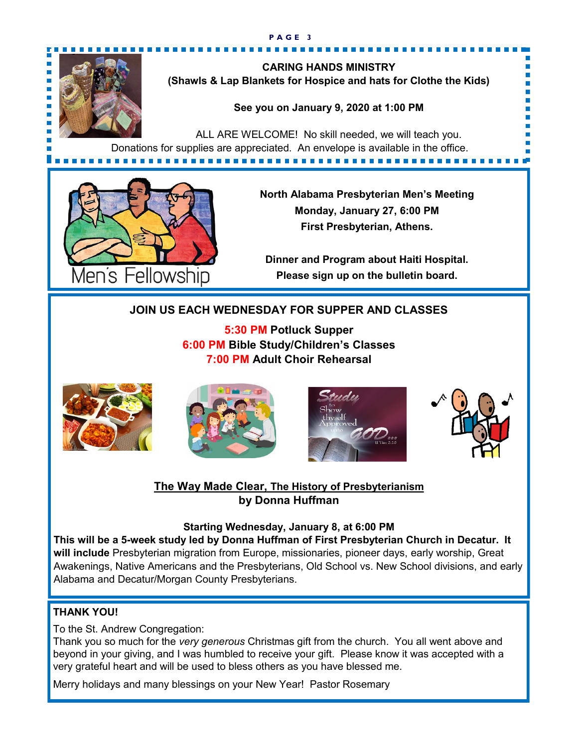**CARING HANDS MINISTRY**
**(Shawls & Lap Blankets for Hospice and hats for Clothe the Kids)**

**See you on January 9, 2020 at 1:00 PM**

ALL ARE WELCOME! No skill needed, we will teach you.
Donations for supplies are appreciated. An envelope is available in the office.

Men's Fellowship

**North Alabama Presbyterian Men's Meeting**
**Monday, January 27, 6:00 PM**
**First Presbyterian, Athens.**

**Dinner and Program about Haiti Hospital.**
**Please sign up on the bulletin board.**

## JOIN US EACH WEDNESDAY FOR SUPPER AND CLASSES

**5:30 PM Potluck Supper**
**6:00 PM Bible Study/Children's Classes**
**7:00 PM Adult Choir Rehearsal**

**The Way Made Clear, The History of Presbyterianism**
**by Donna Huffman**

**Starting Wednesday, January 8, at 6:00 PM**
**This will be a 5-week study led by Donna Huffman of First Presbyterian Church in Decatur. It will include** Presbyterian migration from Europe, missionaries, pioneer days, early worship, Great Awakenings, Native Americans and the Presbyterians, Old School vs. New School divisions, and early Alabama and Decatur/Morgan County Presbyterians.

**THANK YOU!**

To the St. Andrew Congregation:
Thank you so much for the *very generous* Christmas gift from the church. You all went above and beyond in your giving, and I was humbled to receive your gift. Please know it was accepted with a very grateful heart and will be used to bless others as you have blessed me.

Merry holidays and many blessings on your New Year! Pastor Rosemary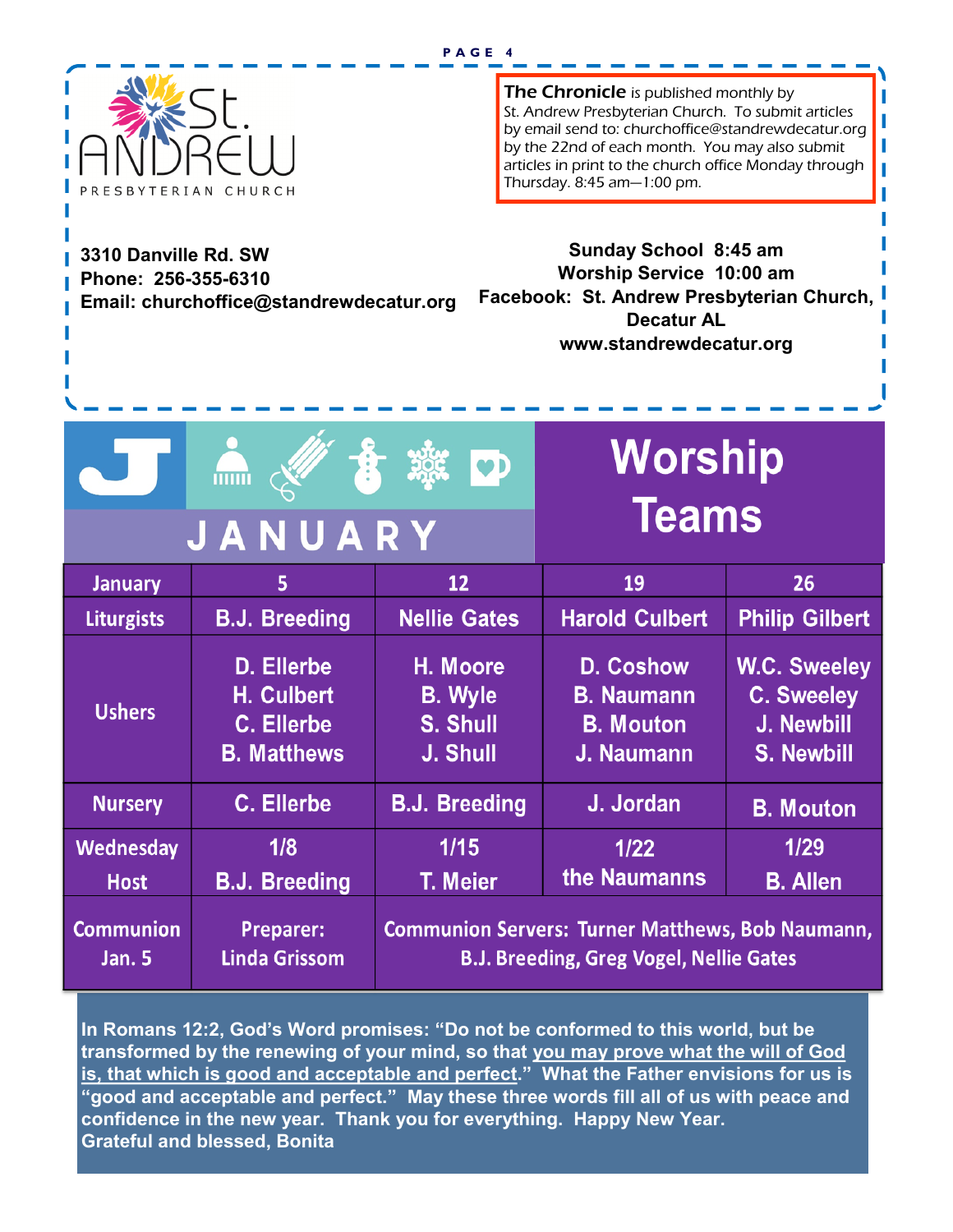St. Andrew Presbyterian Church

**The Chronicle** is published monthly by St. Andrew Presbyterian Church. To submit articles by email send to: churchoffice@standrewdecatur.org by the 22nd of each month. You may also submit articles in print to the church office Monday through Thursday. 8:45 am—1:00 pm.

**3310 Danville Rd. SW**
**Phone: 256-355-6310**
**Email: churchoffice@standrewdecatur.org**

**Sunday School 8:45 am**
**Worship Service 10:00 am**
**Facebook: St. Andrew Presbyterian Church, Decatur AL**
**www.standrewdecatur.org**

# JANUARY Worship Teams

| January | 5 | 12 | 19 | 26 |
|---|---|---|---|---|
| Liturgists | B.J. Breeding | Nellie Gates | Harold Culbert | Philip Gilbert |
| Ushers | D. Ellerbe<br>H. Culbert<br>C. Ellerbe<br>B. Matthews | H. Moore<br>B. Wyle<br>S. Shull<br>J. Shull | D. Coshow<br>B. Naumann<br>B. Mouton<br>J. Naumann | W.C. Sweeley<br>C. Sweeley<br>J. Newbill<br>S. Newbill |
| Nursery | C. Ellerbe | B.J. Breeding | J. Jordan | B. Mouton |
| Wednesday Host | 1/8<br>B.J. Breeding | 1/15<br>T. Meier | 1/22<br>the Naumanns | 1/29<br>B. Allen |
| Communion Jan. 5 | Preparer: Linda Grissom | Communion Servers: Turner Matthews, Bob Naumann, B.J. Breeding, Greg Vogel, Nellie Gates | | |

**In Romans 12:2, God's Word promises: "Do not be conformed to this world, but be transformed by the renewing of your mind, so that you may prove what the will of God is, that which is good and acceptable and perfect." What the Father envisions for us is "good and acceptable and perfect." May these three words fill all of us with peace and confidence in the new year. Thank you for everything. Happy New Year.**
**Grateful and blessed, Bonita**